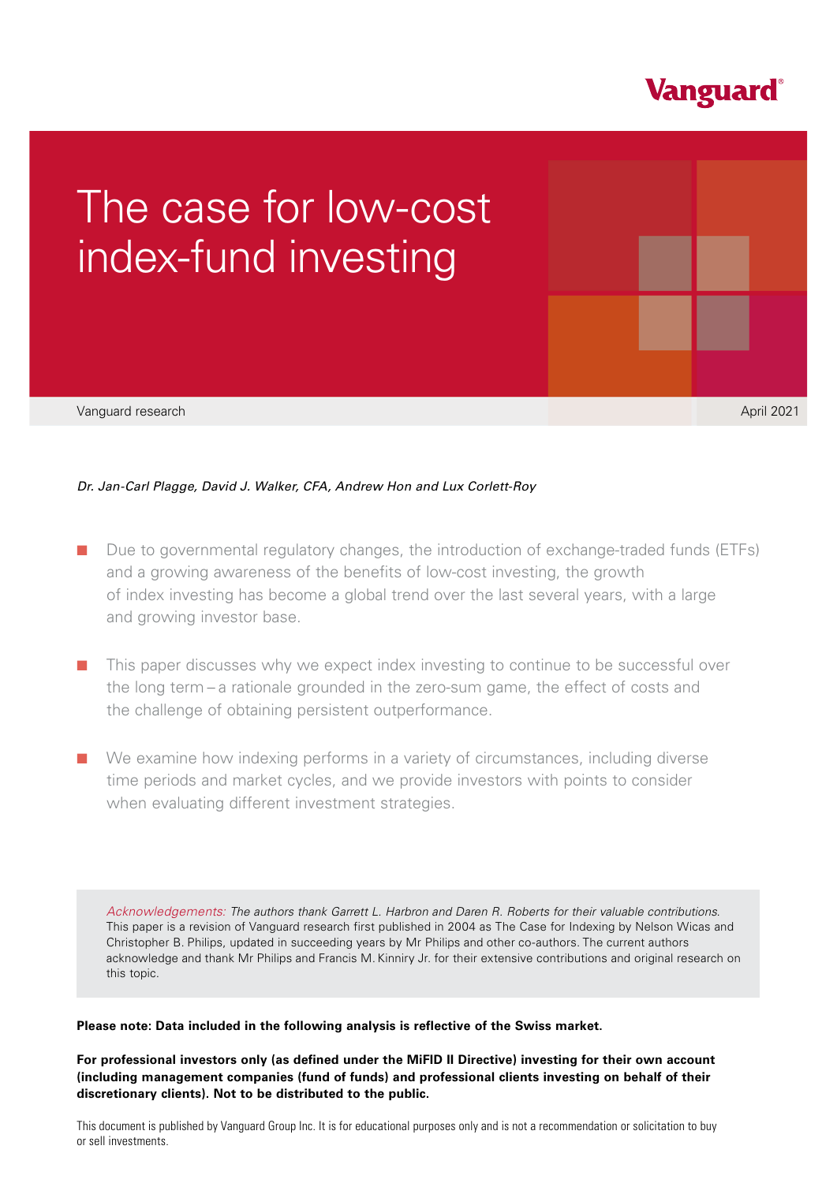# The case for low-cost index-fund investing

Vanguard research

April 2021

*Dr. Jan-Carl Plagge, David J. Walker, CFA, Andrew Hon and Lux Corlett-Roy*

- Due to governmental regulatory changes, the introduction of exchange-traded funds (ETFs) and a growing awareness of the benefits of low-cost investing, the growth of index investing has become a global trend over the last several years, with a large and growing investor base.

- This paper discusses why we expect index investing to continue to be successful over the long term – a rationale grounded in the zero-sum game, the effect of costs and the challenge of obtaining persistent outperformance.

- We examine how indexing performs in a variety of circumstances, including diverse time periods and market cycles, and we provide investors with points to consider when evaluating different investment strategies.

*Acknowledgements: The authors thank Garrett L. Harbron and Daren R. Roberts for their valuable contributions.* This paper is a revision of Vanguard research first published in 2004 as The Case for Indexing by Nelson Wicas and Christopher B. Philips, updated in succeeding years by Mr Philips and other co-authors. The current authors acknowledge and thank Mr Philips and Francis M. Kinniry Jr. for their extensive contributions and original research on this topic.

**Please note: Data included in the following analysis is reflective of the Swiss market.**

**For professional investors only (as defined under the MiFID II Directive) investing for their own account (including management companies (fund of funds) and professional clients investing on behalf of their discretionary clients). Not to be distributed to the public.**

This document is published by Vanguard Group Inc. It is for educational purposes only and is not a recommendation or solicitation to buy or sell investments.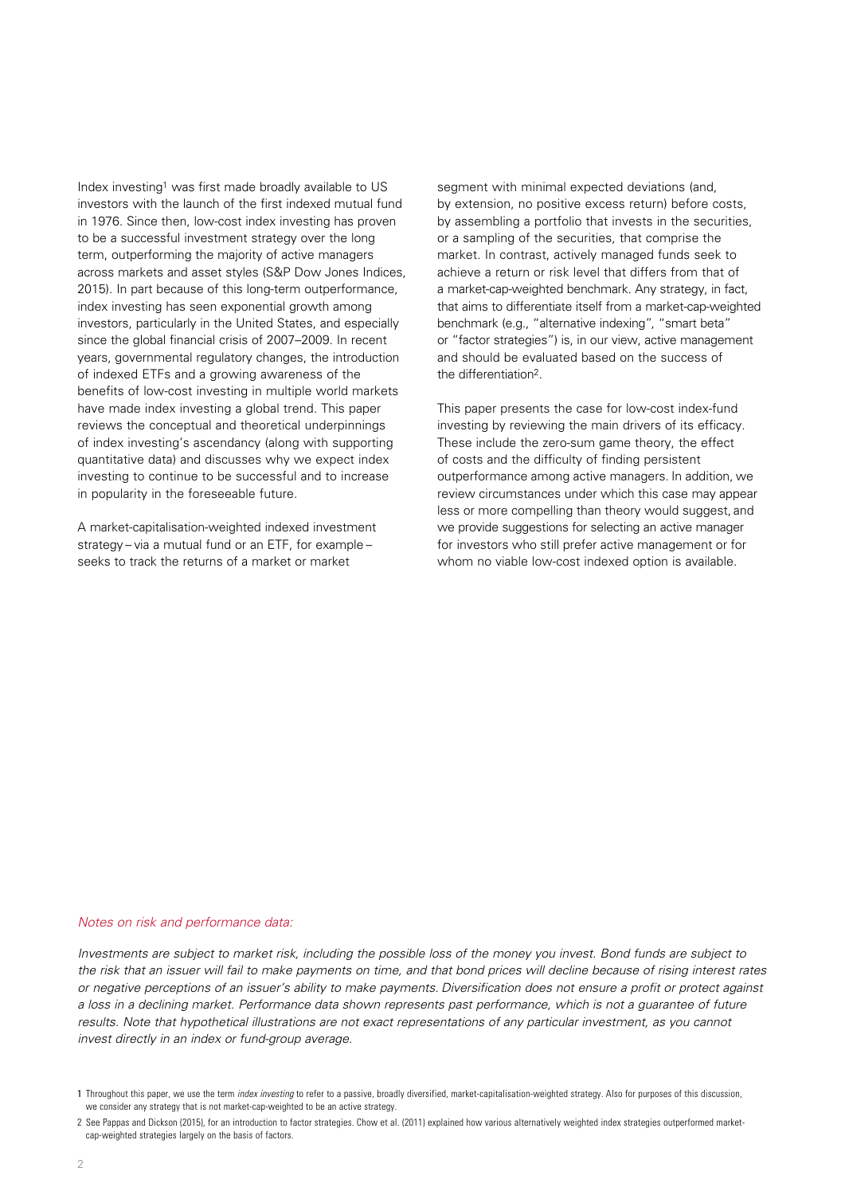Index investing[1] was first made broadly available to US investors with the launch of the first indexed mutual fund in 1976. Since then, low-cost index investing has proven to be a successful investment strategy over the long term, outperforming the majority of active managers across markets and asset styles (S&P Dow Jones Indices, 2015). In part because of this long-term outperformance, index investing has seen exponential growth among investors, particularly in the United States, and especially since the global financial crisis of 2007–2009. In recent years, governmental regulatory changes, the introduction of indexed ETFs and a growing awareness of the benefits of low-cost investing in multiple world markets have made index investing a global trend. This paper reviews the conceptual and theoretical underpinnings of index investing's ascendancy (along with supporting quantitative data) and discusses why we expect index investing to continue to be successful and to increase in popularity in the foreseeable future.

A market-capitalisation-weighted indexed investment strategy – via a mutual fund or an ETF, for example – seeks to track the returns of a market or market segment with minimal expected deviations (and, by extension, no positive excess return) before costs, by assembling a portfolio that invests in the securities, or a sampling of the securities, that comprise the market. In contrast, actively managed funds seek to achieve a return or risk level that differs from that of a market-cap-weighted benchmark. Any strategy, in fact, that aims to differentiate itself from a market-cap-weighted benchmark (e.g., "alternative indexing", "smart beta" or "factor strategies") is, in our view, active management and should be evaluated based on the success of the differentiation[2].

This paper presents the case for low-cost index-fund investing by reviewing the main drivers of its efficacy. These include the zero-sum game theory, the effect of costs and the difficulty of finding persistent outperformance among active managers. In addition, we review circumstances under which this case may appear less or more compelling than theory would suggest, and we provide suggestions for selecting an active manager for investors who still prefer active management or for whom no viable low-cost indexed option is available.

*Notes on risk and performance data:*

*Investments are subject to market risk, including the possible loss of the money you invest. Bond funds are subject to the risk that an issuer will fail to make payments on time, and that bond prices will decline because of rising interest rates or negative perceptions of an issuer's ability to make payments. Diversification does not ensure a profit or protect against a loss in a declining market. Performance data shown represents past performance, which is not a guarantee of future results. Note that hypothetical illustrations are not exact representations of any particular investment, as you cannot invest directly in an index or fund-group average.*

[1] Throughout this paper, we use the term *index investing* to refer to a passive, broadly diversified, market-capitalisation-weighted strategy. Also for purposes of this discussion, we consider any strategy that is not market-cap-weighted to be an active strategy.

[2] See Pappas and Dickson (2015), for an introduction to factor strategies. Chow et al. (2011) explained how various alternatively weighted index strategies outperformed market-cap-weighted strategies largely on the basis of factors.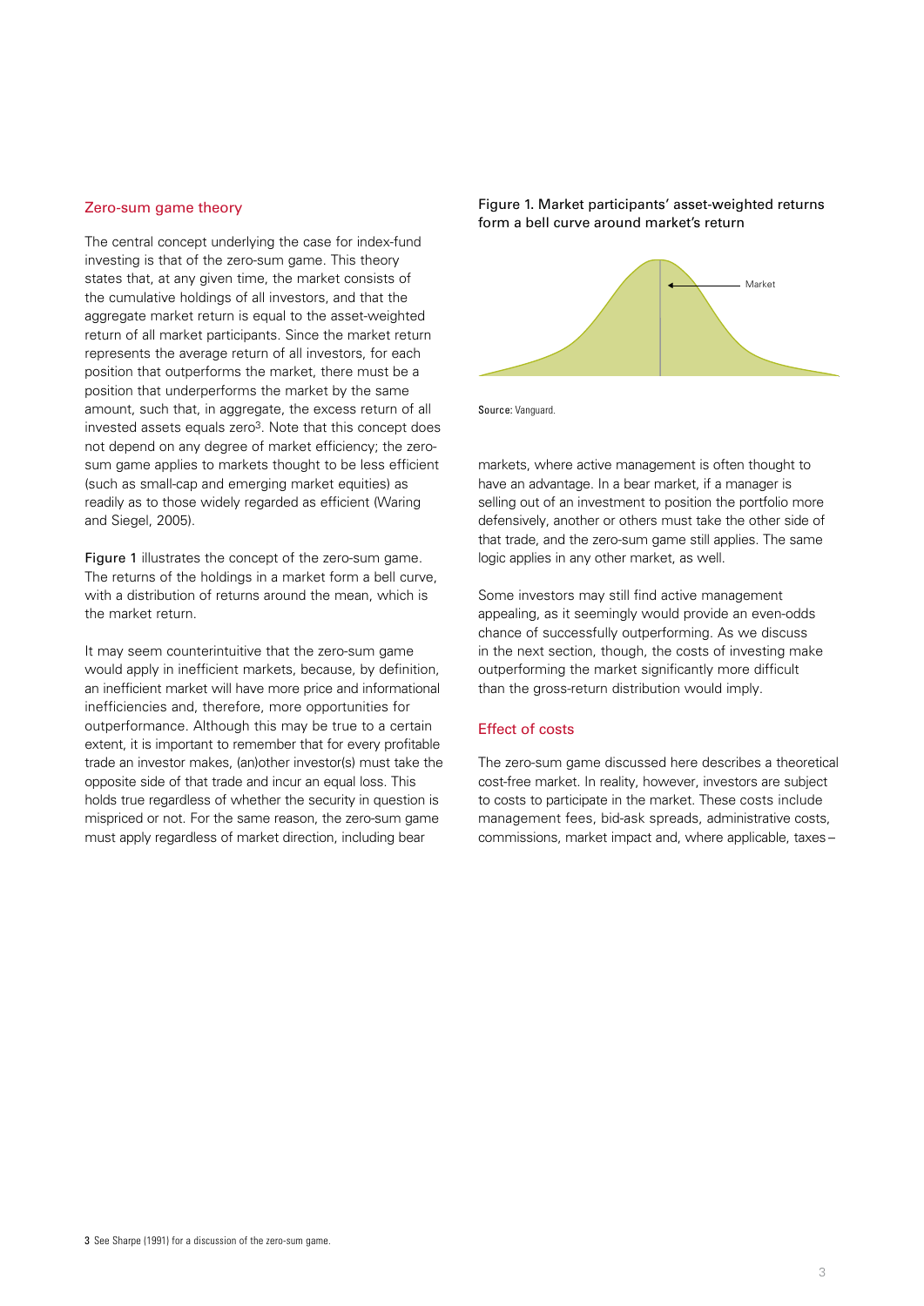## Zero-sum game theory

The central concept underlying the case for index-fund investing is that of the zero-sum game. This theory states that, at any given time, the market consists of the cumulative holdings of all investors, and that the aggregate market return is equal to the asset-weighted return of all market participants. Since the market return represents the average return of all investors, for each position that outperforms the market, there must be a position that underperforms the market by the same amount, such that, in aggregate, the excess return of all invested assets equals zero[3]. Note that this concept does not depend on any degree of market efficiency; the zero-sum game applies to markets thought to be less efficient (such as small-cap and emerging market equities) as readily as to those widely regarded as efficient (Waring and Siegel, 2005).

Figure 1 illustrates the concept of the zero-sum game. The returns of the holdings in a market form a bell curve, with a distribution of returns around the mean, which is the market return.

It may seem counterintuitive that the zero-sum game would apply in inefficient markets, because, by definition, an inefficient market will have more price and informational inefficiencies and, therefore, more opportunities for outperformance. Although this may be true to a certain extent, it is important to remember that for every profitable trade an investor makes, (an)other investor(s) must take the opposite side of that trade and incur an equal loss. This holds true regardless of whether the security in question is mispriced or not. For the same reason, the zero-sum game must apply regardless of market direction, including bear markets, where active management is often thought to have an advantage. In a bear market, if a manager is selling out of an investment to position the portfolio more defensively, another or others must take the other side of that trade, and the zero-sum game still applies. The same logic applies in any other market, as well.

Figure 1. Market participants' asset-weighted returns form a bell curve around market's return

Market

**Source:** Vanguard.

Some investors may still find active management appealing, as it seemingly would provide an even-odds chance of successfully outperforming. As we discuss in the next section, though, the costs of investing make outperforming the market significantly more difficult than the gross-return distribution would imply.

## Effect of costs

The zero-sum game discussed here describes a theoretical cost-free market. In reality, however, investors are subject to costs to participate in the market. These costs include management fees, bid-ask spreads, administrative costs, commissions, market impact and, where applicable, taxes –

3 See Sharpe (1991) for a discussion of the zero-sum game.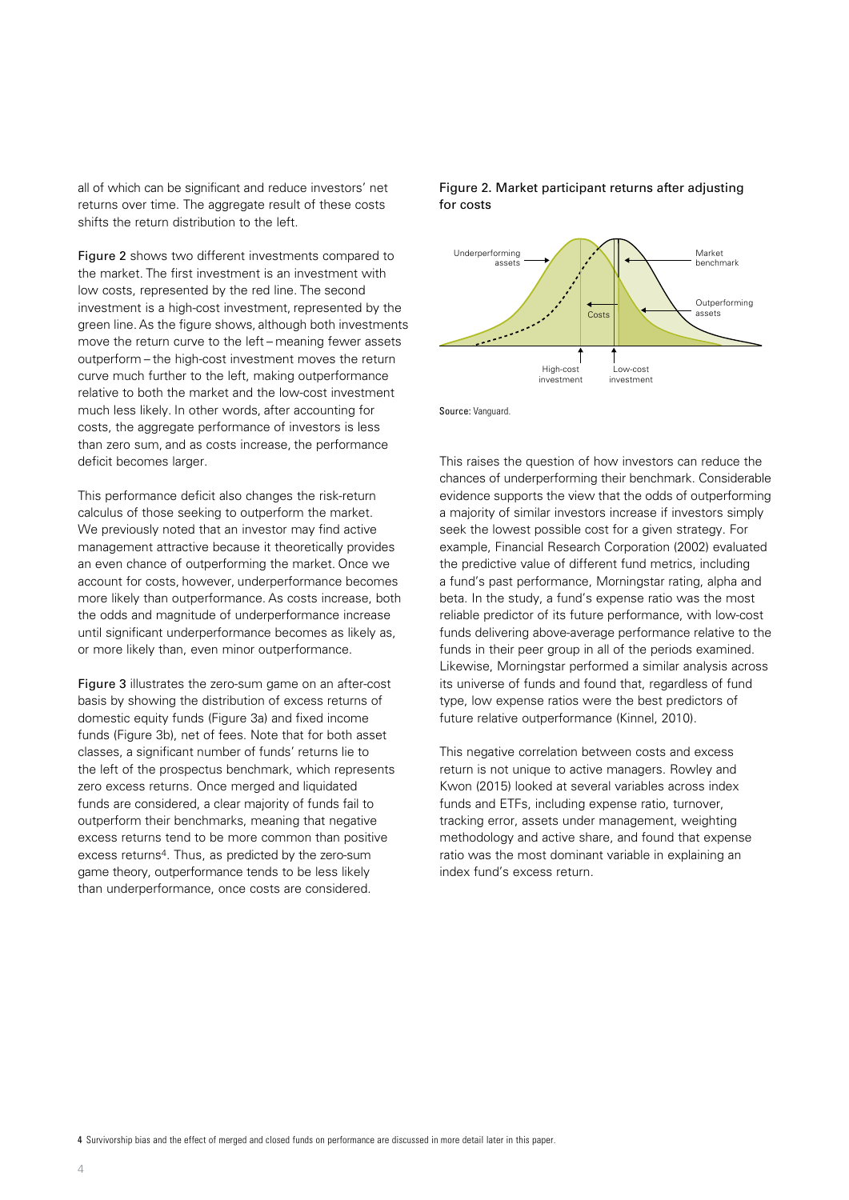all of which can be significant and reduce investors' net returns over time. The aggregate result of these costs shifts the return distribution to the left.

Figure 2 shows two different investments compared to the market. The first investment is an investment with low costs, represented by the red line. The second investment is a high-cost investment, represented by the green line. As the figure shows, although both investments move the return curve to the left – meaning fewer assets outperform – the high-cost investment moves the return curve much further to the left, making outperformance relative to both the market and the low-cost investment much less likely. In other words, after accounting for costs, the aggregate performance of investors is less than zero sum, and as costs increase, the performance deficit becomes larger.

This performance deficit also changes the risk-return calculus of those seeking to outperform the market. We previously noted that an investor may find active management attractive because it theoretically provides an even chance of outperforming the market. Once we account for costs, however, underperformance becomes more likely than outperformance. As costs increase, both the odds and magnitude of underperformance increase until significant underperformance becomes as likely as, or more likely than, even minor outperformance.

Figure 3 illustrates the zero-sum game on an after-cost basis by showing the distribution of excess returns of domestic equity funds (Figure 3a) and fixed income funds (Figure 3b), net of fees. Note that for both asset classes, a significant number of funds' returns lie to the left of the prospectus benchmark, which represents zero excess returns. Once merged and liquidated funds are considered, a clear majority of funds fail to outperform their benchmarks, meaning that negative excess returns tend to be more common than positive excess returns[4]. Thus, as predicted by the zero-sum game theory, outperformance tends to be less likely than underperformance, once costs are considered.

Figure 2. Market participant returns after adjusting for costs

Underperforming assets

Market benchmark

Costs

Outperforming assets

High-cost investment

Low-cost investment

Source: Vanguard.

This raises the question of how investors can reduce the chances of underperforming their benchmark. Considerable evidence supports the view that the odds of outperforming a majority of similar investors increase if investors simply seek the lowest possible cost for a given strategy. For example, Financial Research Corporation (2002) evaluated the predictive value of different fund metrics, including a fund's past performance, Morningstar rating, alpha and beta. In the study, a fund's expense ratio was the most reliable predictor of its future performance, with low-cost funds delivering above-average performance relative to the funds in their peer group in all of the periods examined. Likewise, Morningstar performed a similar analysis across its universe of funds and found that, regardless of fund type, low expense ratios were the best predictors of future relative outperformance (Kinnel, 2010).

This negative correlation between costs and excess return is not unique to active managers. Rowley and Kwon (2015) looked at several variables across index funds and ETFs, including expense ratio, turnover, tracking error, assets under management, weighting methodology and active share, and found that expense ratio was the most dominant variable in explaining an index fund's excess return.

[4] Survivorship bias and the effect of merged and closed funds on performance are discussed in more detail later in this paper.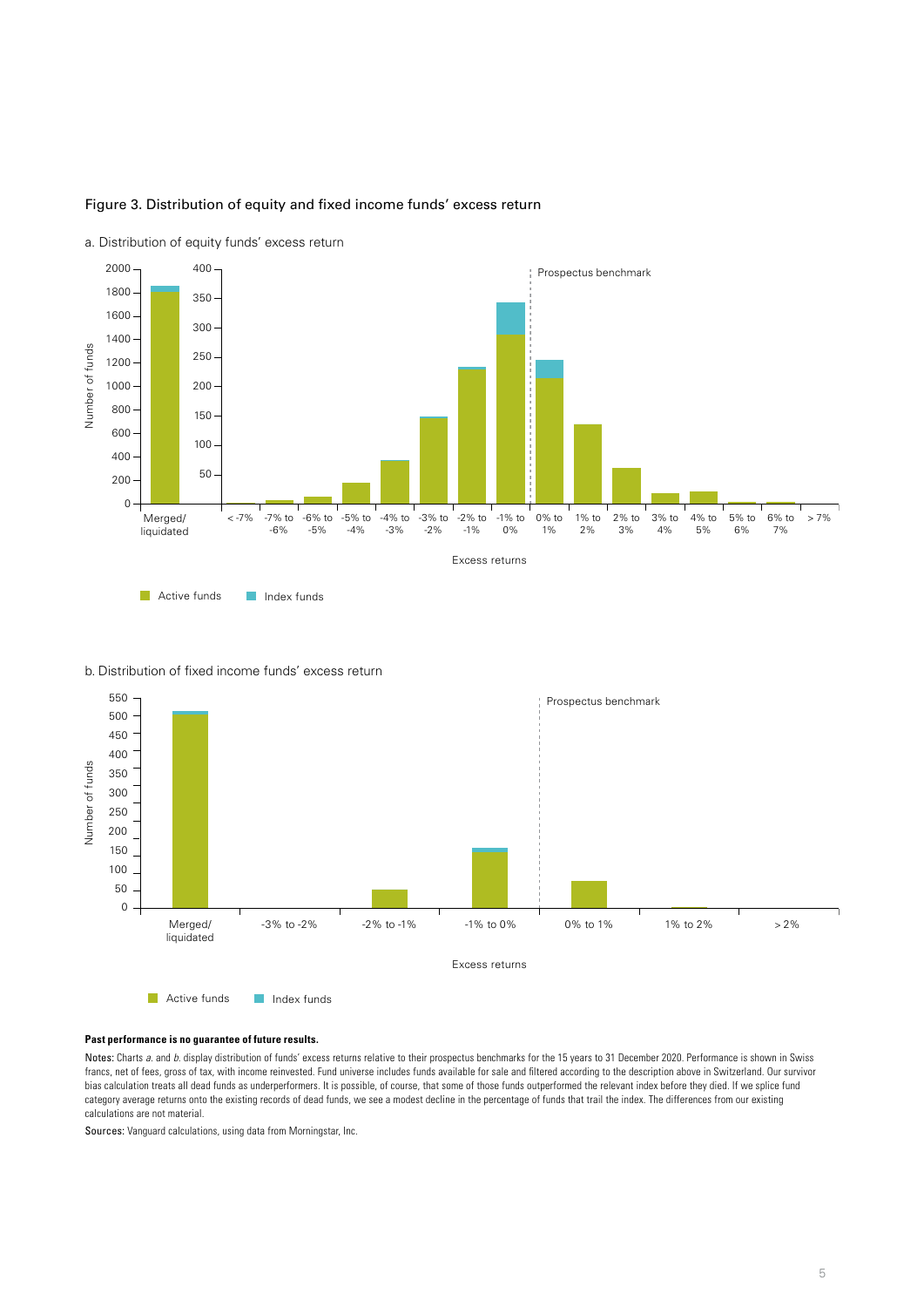## Figure 3. Distribution of equity and fixed income funds' excess return

a. Distribution of equity funds' excess return

b. Distribution of fixed income funds' excess return

**Past performance is no guarantee of future results.**

Notes: Charts *a.* and *b.* display distribution of funds' excess returns relative to their prospectus benchmarks for the 15 years to 31 December 2020. Performance is shown in Swiss francs, net of fees, gross of tax, with income reinvested. Fund universe includes funds available for sale and filtered according to the description above in Switzerland. Our survivor bias calculation treats all dead funds as underperformers. It is possible, of course, that some of those funds outperformed the relevant index before they died. If we splice fund category average returns onto the existing records of dead funds, we see a modest decline in the percentage of funds that trail the index. The differences from our existing calculations are not material.

Sources: Vanguard calculations, using data from Morningstar, Inc.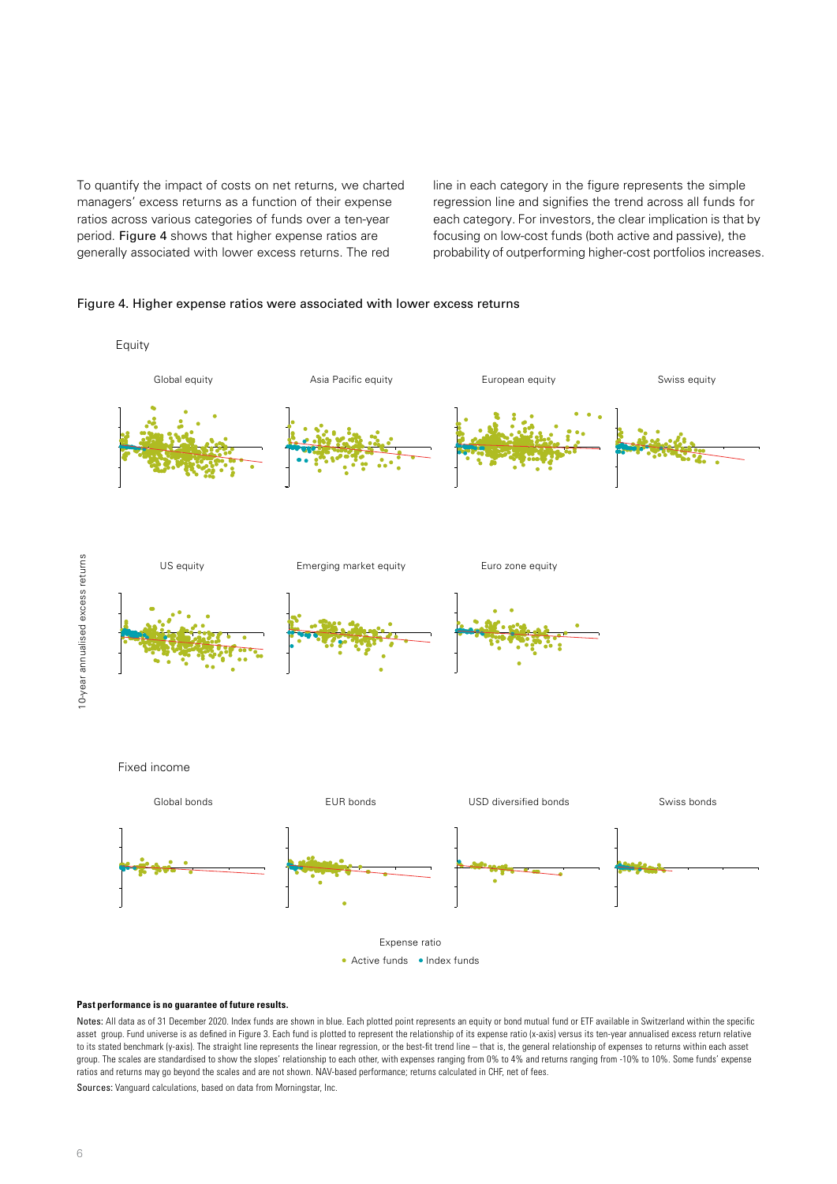To quantify the impact of costs on net returns, we charted managers' excess returns as a function of their expense ratios across various categories of funds over a ten-year period. Figure 4 shows that higher expense ratios are generally associated with lower excess returns. The red line in each category in the figure represents the simple regression line and signifies the trend across all funds for each category. For investors, the clear implication is that by focusing on low-cost funds (both active and passive), the probability of outperforming higher-cost portfolios increases.

Figure 4. Higher expense ratios were associated with lower excess returns

Equity

Global equity | Asia Pacific equity | European equity | Swiss equity

US equity | Emerging market equity | Euro zone equity

10-year annualised excess returns

Fixed income

Global bonds | EUR bonds | USD diversified bonds | Swiss bonds

Expense ratio

• Active funds • Index funds

**Past performance is no guarantee of future results.**

Notes: All data as of 31 December 2020. Index funds are shown in blue. Each plotted point represents an equity or bond mutual fund or ETF available in Switzerland within the specific asset group. Fund universe is as defined in Figure 3. Each fund is plotted to represent the relationship of its expense ratio (x-axis) versus its ten-year annualised excess return relative to its stated benchmark (y-axis). The straight line represents the linear regression, or the best-fit trend line – that is, the general relationship of expenses to returns within each asset group. The scales are standardised to show the slopes' relationship to each other, with expenses ranging from 0% to 4% and returns ranging from -10% to 10%. Some funds' expense ratios and returns may go beyond the scales and are not shown. NAV-based performance; returns calculated in CHF, net of fees.

Sources: Vanguard calculations, based on data from Morningstar, Inc.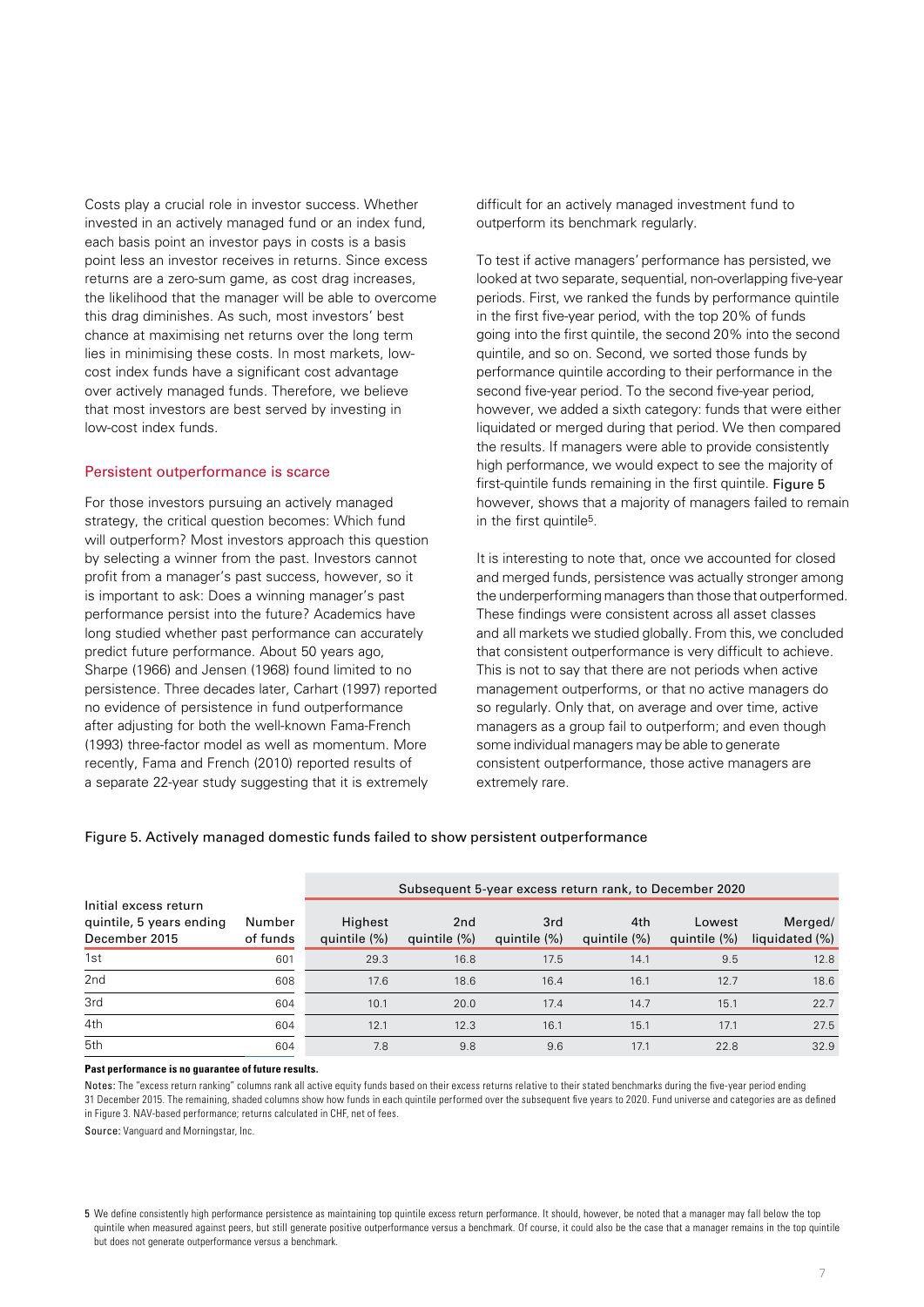Costs play a crucial role in investor success. Whether invested in an actively managed fund or an index fund, each basis point an investor pays in costs is a basis point less an investor receives in returns. Since excess returns are a zero-sum game, as cost drag increases, the likelihood that the manager will be able to overcome this drag diminishes. As such, most investors' best chance at maximising net returns over the long term lies in minimising these costs. In most markets, low-cost index funds have a significant cost advantage over actively managed funds. Therefore, we believe that most investors are best served by investing in low-cost index funds.

## Persistent outperformance is scarce

For those investors pursuing an actively managed strategy, the critical question becomes: Which fund will outperform? Most investors approach this question by selecting a winner from the past. Investors cannot profit from a manager's past success, however, so it is important to ask: Does a winning manager's past performance persist into the future? Academics have long studied whether past performance can accurately predict future performance. About 50 years ago, Sharpe (1966) and Jensen (1968) found limited to no persistence. Three decades later, Carhart (1997) reported no evidence of persistence in fund outperformance after adjusting for both the well-known Fama-French (1993) three-factor model as well as momentum. More recently, Fama and French (2010) reported results of a separate 22-year study suggesting that it is extremely difficult for an actively managed investment fund to outperform its benchmark regularly.

To test if active managers' performance has persisted, we looked at two separate, sequential, non-overlapping five-year periods. First, we ranked the funds by performance quintile in the first five-year period, with the top 20% of funds going into the first quintile, the second 20% into the second quintile, and so on. Second, we sorted those funds by performance quintile according to their performance in the second five-year period. To the second five-year period, however, we added a sixth category: funds that were either liquidated or merged during that period. We then compared the results. If managers were able to provide consistently high performance, we would expect to see the majority of first-quintile funds remaining in the first quintile. Figure 5 however, shows that a majority of managers failed to remain in the first quintile[5].

It is interesting to note that, once we accounted for closed and merged funds, persistence was actually stronger among the underperforming managers than those that outperformed. These findings were consistent across all asset classes and all markets we studied globally. From this, we concluded that consistent outperformance is very difficult to achieve. This is not to say that there are not periods when active management outperforms, or that no active managers do so regularly. Only that, on average and over time, active managers as a group fail to outperform; and even though some individual managers may be able to generate consistent outperformance, those active managers are extremely rare.

Figure 5. Actively managed domestic funds failed to show persistent outperformance

| Initial excess return quintile, 5 years ending December 2015 | Number of funds | Subsequent 5-year excess return rank, to December 2020 | | | | | |
|---|---|---|---|---|---|---|---|
| | | Highest quintile (%) | 2nd quintile (%) | 3rd quintile (%) | 4th quintile (%) | Lowest quintile (%) | Merged/ liquidated (%) |
| 1st | 601 | 29.3 | 16.8 | 17.5 | 14.1 | 9.5 | 12.8 |
| 2nd | 608 | 17.6 | 18.6 | 16.4 | 16.1 | 12.7 | 18.6 |
| 3rd | 604 | 10.1 | 20.0 | 17.4 | 14.7 | 15.1 | 22.7 |
| 4th | 604 | 12.1 | 12.3 | 16.1 | 15.1 | 17.1 | 27.5 |
| 5th | 604 | 7.8 | 9.8 | 9.6 | 17.1 | 22.8 | 32.9 |

**Past performance is no guarantee of future results.**

Notes: The "excess return ranking" columns rank all active equity funds based on their excess returns relative to their stated benchmarks during the five-year period ending 31 December 2015. The remaining, shaded columns show how funds in each quintile performed over the subsequent five years to 2020. Fund universe and categories are as defined in Figure 3. NAV-based performance; returns calculated in CHF, net of fees.

Source: Vanguard and Morningstar, Inc.

[5] We define consistently high performance persistence as maintaining top quintile excess return performance. It should, however, be noted that a manager may fall below the top quintile when measured against peers, but still generate positive outperformance versus a benchmark. Of course, it could also be the case that a manager remains in the top quintile but does not generate outperformance versus a benchmark.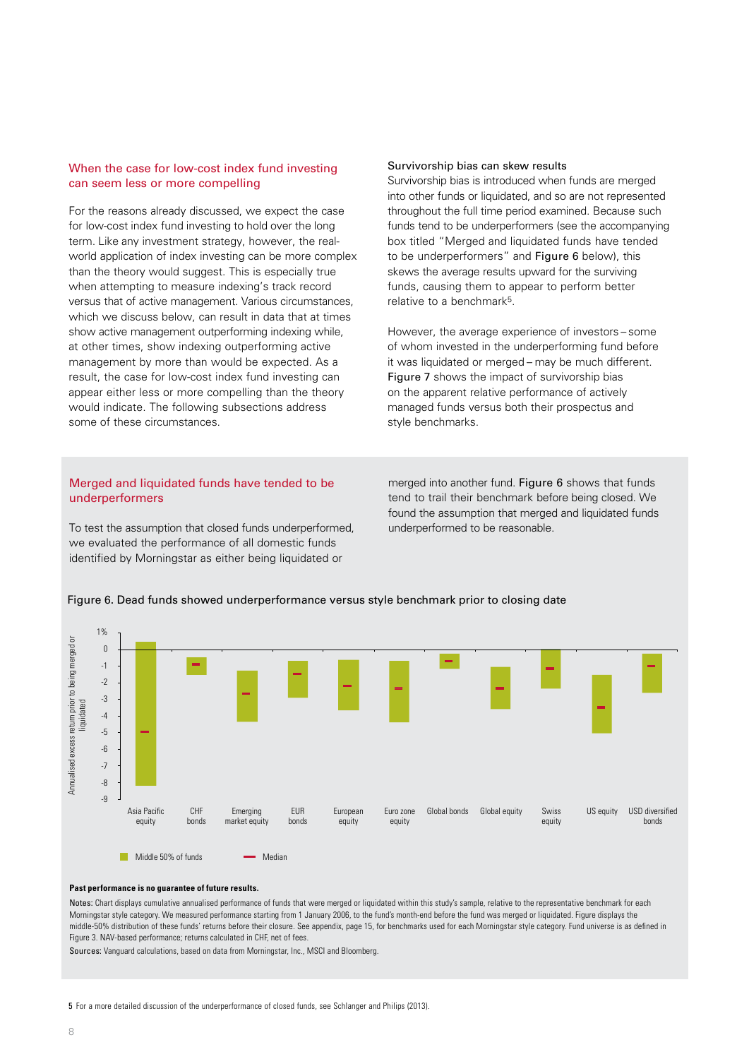## When the case for low-cost index fund investing can seem less or more compelling

For the reasons already discussed, we expect the case for low-cost index fund investing to hold over the long term. Like any investment strategy, however, the real-world application of index investing can be more complex than the theory would suggest. This is especially true when attempting to measure indexing's track record versus that of active management. Various circumstances, which we discuss below, can result in data that at times show active management outperforming indexing while, at other times, show indexing outperforming active management by more than would be expected. As a result, the case for low-cost index fund investing can appear either less or more compelling than the theory would indicate. The following subsections address some of these circumstances.

### Survivorship bias can skew results

Survivorship bias is introduced when funds are merged into other funds or liquidated, and so are not represented throughout the full time period examined. Because such funds tend to be underperformers (see the accompanying box titled "Merged and liquidated funds have tended to be underperformers" and **Figure 6** below), this skews the average results upward for the surviving funds, causing them to appear to perform better relative to a benchmark[5].

However, the average experience of investors – some of whom invested in the underperforming fund before it was liquidated or merged – may be much different. **Figure 7** shows the impact of survivorship bias on the apparent relative performance of actively managed funds versus both their prospectus and style benchmarks.

## Merged and liquidated funds have tended to be underperformers

To test the assumption that closed funds underperformed, we evaluated the performance of all domestic funds identified by Morningstar as either being liquidated or merged into another fund. **Figure 6** shows that funds tend to trail their benchmark before being closed. We found the assumption that merged and liquidated funds underperformed to be reasonable.

Figure 6. Dead funds showed underperformance versus style benchmark prior to closing date

**Past performance is no guarantee of future results.**

**Notes:** Chart displays cumulative annualised performance of funds that were merged or liquidated within this study's sample, relative to the representative benchmark for each Morningstar style category. We measured performance starting from 1 January 2006, to the fund's month-end before the fund was merged or liquidated. Figure displays the middle-50% distribution of these funds' returns before their closure. See appendix, page 15, for benchmarks used for each Morningstar style category. Fund universe is as defined in Figure 3. NAV-based performance; returns calculated in CHF, net of fees.

**Sources:** Vanguard calculations, based on data from Morningstar, Inc., MSCI and Bloomberg.

[5] For a more detailed discussion of the underperformance of closed funds, see Schlanger and Philips (2013).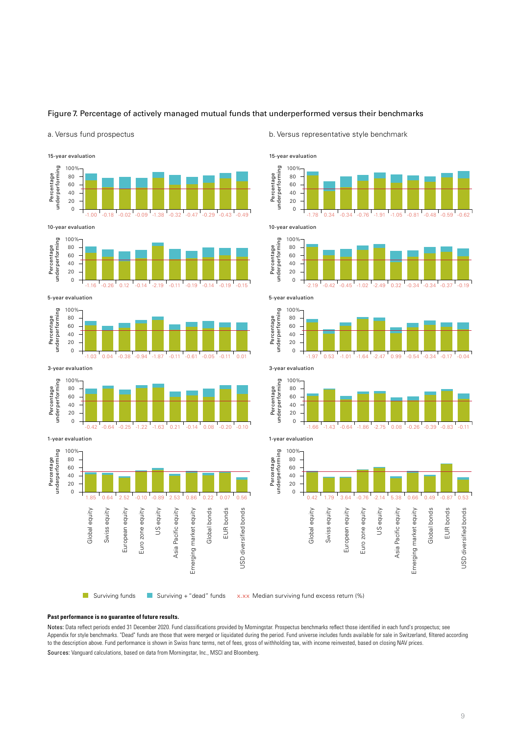## Figure 7. Percentage of actively managed mutual funds that underperformed versus their benchmarks

### a. Versus fund prospectus

Median surviving fund excess return (%):

| Evaluation | Global equity | Swiss equity | European equity | Euro zone equity | US equity | Asia Pacific equity | Emerging market equity | Global bonds | EUR bonds | USD diversified bonds |
|---|---|---|---|---|---|---|---|---|---|---|
| 15-year | -1.00 | -0.18 | -0.02 | -0.09 | -1.38 | -0.32 | -0.47 | -0.29 | -0.43 | -0.49 |
| 10-year | -1.16 | -0.26 | 0.12 | -0.14 | -2.19 | -0.11 | -0.19 | -0.14 | -0.19 | -0.15 |
| 5-year | -1.03 | 0.04 | -0.38 | -0.94 | -1.87 | -0.11 | -0.61 | -0.05 | -0.11 | 0.01 |
| 3-year | -0.42 | -0.64 | -0.25 | -1.22 | -1.63 | 0.21 | -0.14 | 0.08 | -0.20 | -0.10 |
| 1-year | 1.85 | 0.64 | 2.52 | -0.10 | -0.89 | 2.53 | 0.86 | 0.22 | 0.07 | 0.56 |

### b. Versus representative style benchmark

Median surviving fund excess return (%):

| Evaluation | Global equity | Swiss equity | European equity | Euro zone equity | US equity | Asia Pacific equity | Emerging market equity | Global bonds | EUR bonds | USD diversified bonds |
|---|---|---|---|---|---|---|---|---|---|---|
| 15-year | -1.78 | 0.34 | -0.34 | -0.76 | -1.91 | -1.05 | -0.81 | -0.48 | -0.59 | -0.62 |
| 10-year | -2.19 | -0.42 | -0.45 | -1.02 | -2.49 | 0.32 | -0.34 | -0.34 | -0.37 | -0.19 |
| 5-year | -1.97 | 0.53 | -1.01 | -1.64 | -2.47 | 0.99 | -0.54 | -0.34 | -0.17 | -0.04 |
| 3-year | -1.66 | -1.43 | -0.64 | -1.86 | -2.75 | 0.08 | -0.26 | -0.39 | -0.83 | -0.11 |
| 1-year | 0.42 | 1.79 | 3.64 | -0.76 | -2.14 | 5.38 | 0.66 | 0.49 | -0.87 | 0.53 |

Y-axis: Percentage underperforming (0–100%)

Legend: Surviving funds; Surviving + "dead" funds; x.xx Median surviving fund excess return (%)

**Past performance is no guarantee of future results.**

Notes: Data reflect periods ended 31 December 2020. Fund classifications provided by Morningstar. Prospectus benchmarks reflect those identified in each fund's prospectus; see Appendix for style benchmarks. "Dead" funds are those that were merged or liquidated during the period. Fund universe includes funds available for sale in Switzerland, filtered according to the description above. Fund performance is shown in Swiss franc terms, net of fees, gross of withholding tax, with income reinvested, based on closing NAV prices.

Sources: Vanguard calculations, based on data from Morningstar, Inc., MSCI and Bloomberg.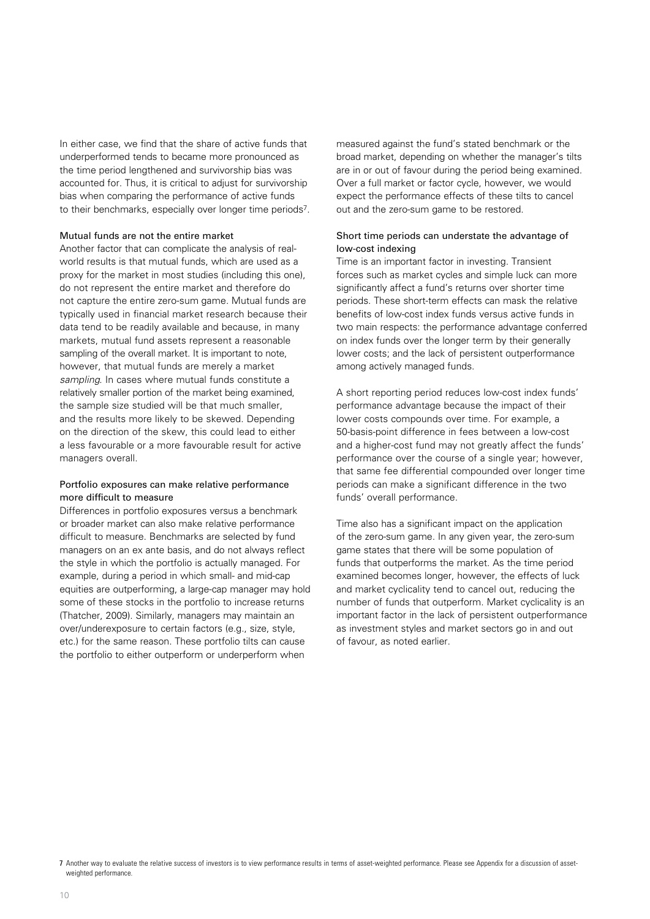In either case, we find that the share of active funds that underperformed tends to became more pronounced as the time period lengthened and survivorship bias was accounted for. Thus, it is critical to adjust for survivorship bias when comparing the performance of active funds to their benchmarks, especially over longer time periods[7].

### Mutual funds are not the entire market

Another factor that can complicate the analysis of real-world results is that mutual funds, which are used as a proxy for the market in most studies (including this one), do not represent the entire market and therefore do not capture the entire zero-sum game. Mutual funds are typically used in financial market research because their data tend to be readily available and because, in many markets, mutual fund assets represent a reasonable sampling of the overall market. It is important to note, however, that mutual funds are merely a market *sampling*. In cases where mutual funds constitute a relatively smaller portion of the market being examined, the sample size studied will be that much smaller, and the results more likely to be skewed. Depending on the direction of the skew, this could lead to either a less favourable or a more favourable result for active managers overall.

### Portfolio exposures can make relative performance more difficult to measure

Differences in portfolio exposures versus a benchmark or broader market can also make relative performance difficult to measure. Benchmarks are selected by fund managers on an ex ante basis, and do not always reflect the style in which the portfolio is actually managed. For example, during a period in which small- and mid-cap equities are outperforming, a large-cap manager may hold some of these stocks in the portfolio to increase returns (Thatcher, 2009). Similarly, managers may maintain an over/underexposure to certain factors (e.g., size, style, etc.) for the same reason. These portfolio tilts can cause the portfolio to either outperform or underperform when measured against the fund's stated benchmark or the broad market, depending on whether the manager's tilts are in or out of favour during the period being examined. Over a full market or factor cycle, however, we would expect the performance effects of these tilts to cancel out and the zero-sum game to be restored.

### Short time periods can understate the advantage of low-cost indexing

Time is an important factor in investing. Transient forces such as market cycles and simple luck can more significantly affect a fund's returns over shorter time periods. These short-term effects can mask the relative benefits of low-cost index funds versus active funds in two main respects: the performance advantage conferred on index funds over the longer term by their generally lower costs; and the lack of persistent outperformance among actively managed funds.

A short reporting period reduces low-cost index funds' performance advantage because the impact of their lower costs compounds over time. For example, a 50-basis-point difference in fees between a low-cost and a higher-cost fund may not greatly affect the funds' performance over the course of a single year; however, that same fee differential compounded over longer time periods can make a significant difference in the two funds' overall performance.

Time also has a significant impact on the application of the zero-sum game. In any given year, the zero-sum game states that there will be some population of funds that outperforms the market. As the time period examined becomes longer, however, the effects of luck and market cyclicality tend to cancel out, reducing the number of funds that outperform. Market cyclicality is an important factor in the lack of persistent outperformance as investment styles and market sectors go in and out of favour, as noted earlier.

[7] Another way to evaluate the relative success of investors is to view performance results in terms of asset-weighted performance. Please see Appendix for a discussion of asset-weighted performance.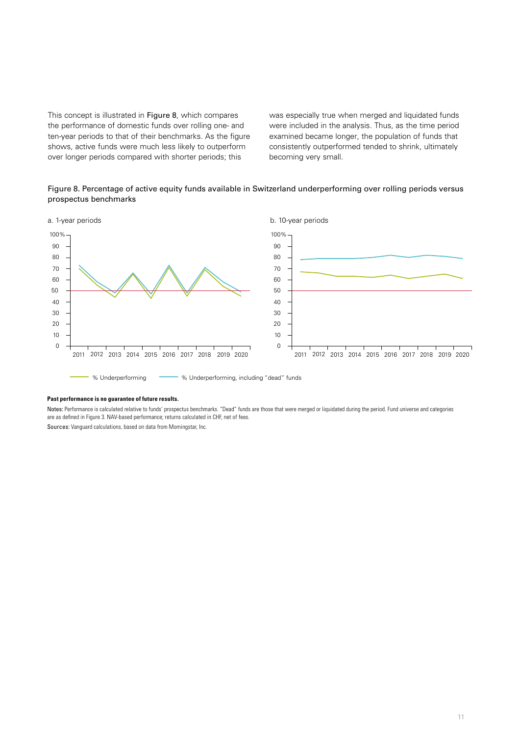This concept is illustrated in Figure 8, which compares the performance of domestic funds over rolling one- and ten-year periods to that of their benchmarks. As the figure shows, active funds were much less likely to outperform over longer periods compared with shorter periods; this was especially true when merged and liquidated funds were included in the analysis. Thus, as the time period examined became longer, the population of funds that consistently outperformed tended to shrink, ultimately becoming very small.

Figure 8. Percentage of active equity funds available in Switzerland underperforming over rolling periods versus prospectus benchmarks

a. 1-year periods

b. 10-year periods

% Underperforming — % Underperforming, including "dead" funds

**Past performance is no guarantee of future results.**

Notes: Performance is calculated relative to funds' prospectus benchmarks. "Dead" funds are those that were merged or liquidated during the period. Fund universe and categories are as defined in Figure 3. NAV-based performance; returns calculated in CHF, net of fees.

Sources: Vanguard calculations, based on data from Morningstar, Inc.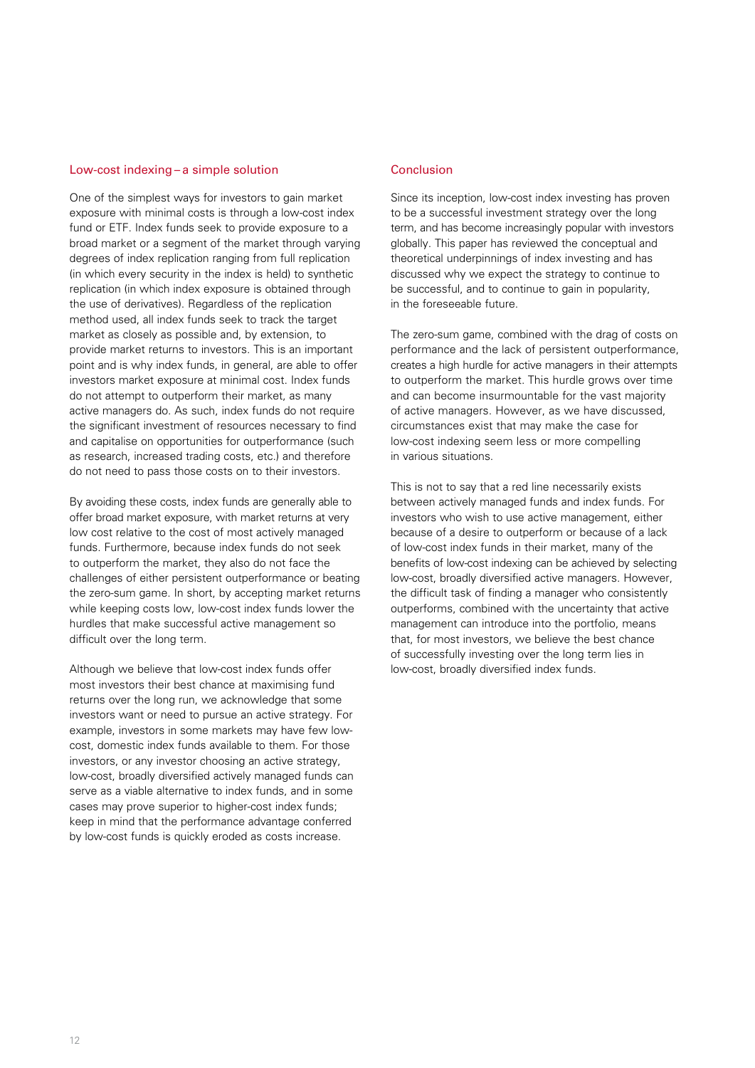## Low-cost indexing – a simple solution

One of the simplest ways for investors to gain market exposure with minimal costs is through a low-cost index fund or ETF. Index funds seek to provide exposure to a broad market or a segment of the market through varying degrees of index replication ranging from full replication (in which every security in the index is held) to synthetic replication (in which index exposure is obtained through the use of derivatives). Regardless of the replication method used, all index funds seek to track the target market as closely as possible and, by extension, to provide market returns to investors. This is an important point and is why index funds, in general, are able to offer investors market exposure at minimal cost. Index funds do not attempt to outperform their market, as many active managers do. As such, index funds do not require the significant investment of resources necessary to find and capitalise on opportunities for outperformance (such as research, increased trading costs, etc.) and therefore do not need to pass those costs on to their investors.

By avoiding these costs, index funds are generally able to offer broad market exposure, with market returns at very low cost relative to the cost of most actively managed funds. Furthermore, because index funds do not seek to outperform the market, they also do not face the challenges of either persistent outperformance or beating the zero-sum game. In short, by accepting market returns while keeping costs low, low-cost index funds lower the hurdles that make successful active management so difficult over the long term.

Although we believe that low-cost index funds offer most investors their best chance at maximising fund returns over the long run, we acknowledge that some investors want or need to pursue an active strategy. For example, investors in some markets may have few low-cost, domestic index funds available to them. For those investors, or any investor choosing an active strategy, low-cost, broadly diversified actively managed funds can serve as a viable alternative to index funds, and in some cases may prove superior to higher-cost index funds; keep in mind that the performance advantage conferred by low-cost funds is quickly eroded as costs increase.

## Conclusion

Since its inception, low-cost index investing has proven to be a successful investment strategy over the long term, and has become increasingly popular with investors globally. This paper has reviewed the conceptual and theoretical underpinnings of index investing and has discussed why we expect the strategy to continue to be successful, and to continue to gain in popularity, in the foreseeable future.

The zero-sum game, combined with the drag of costs on performance and the lack of persistent outperformance, creates a high hurdle for active managers in their attempts to outperform the market. This hurdle grows over time and can become insurmountable for the vast majority of active managers. However, as we have discussed, circumstances exist that may make the case for low-cost indexing seem less or more compelling in various situations.

This is not to say that a red line necessarily exists between actively managed funds and index funds. For investors who wish to use active management, either because of a desire to outperform or because of a lack of low-cost index funds in their market, many of the benefits of low-cost indexing can be achieved by selecting low-cost, broadly diversified active managers. However, the difficult task of finding a manager who consistently outperforms, combined with the uncertainty that active management can introduce into the portfolio, means that, for most investors, we believe the best chance of successfully investing over the long term lies in low-cost, broadly diversified index funds.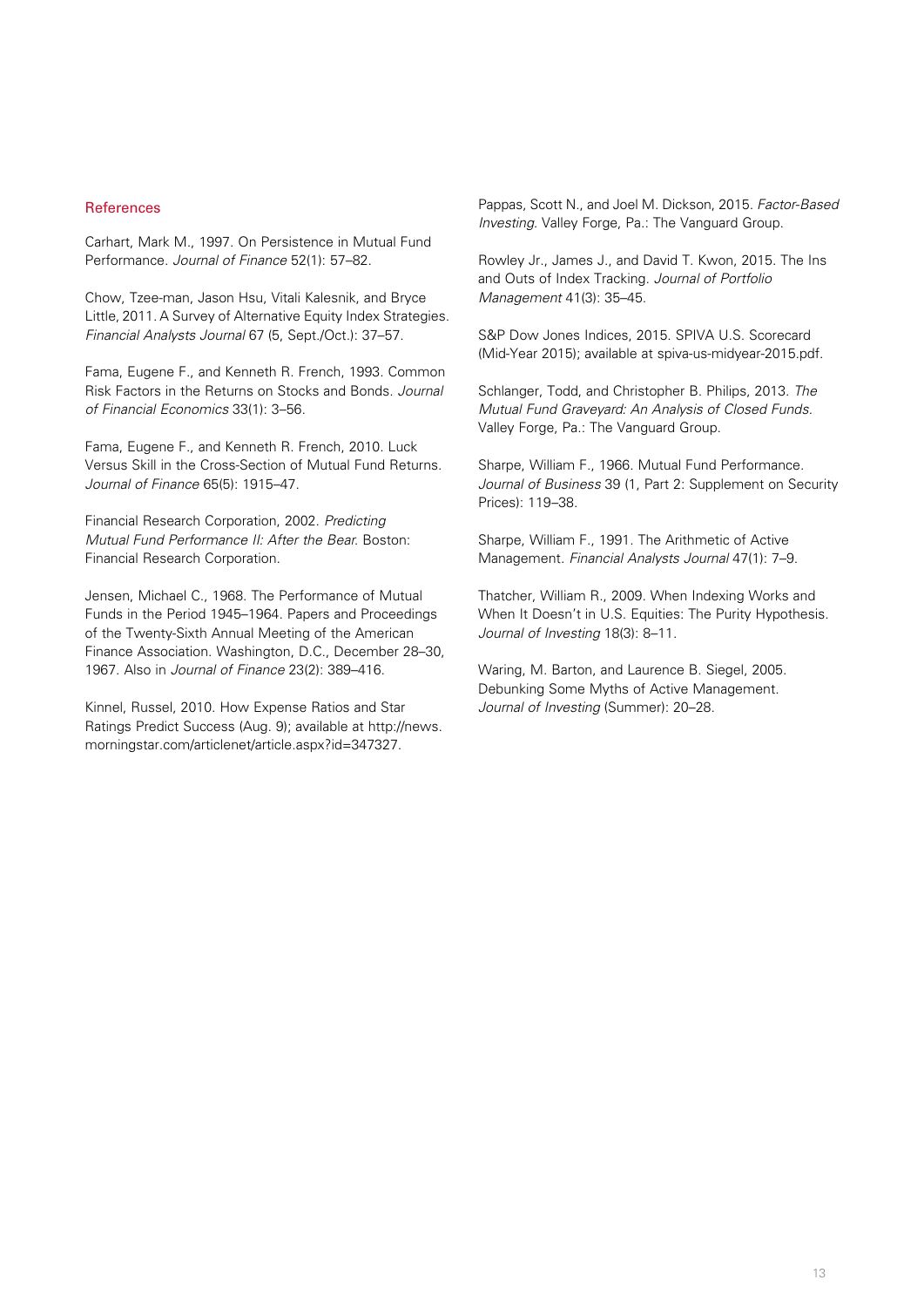## References

Carhart, Mark M., 1997. On Persistence in Mutual Fund Performance. *Journal of Finance* 52(1): 57–82.

Chow, Tzee-man, Jason Hsu, Vitali Kalesnik, and Bryce Little, 2011. A Survey of Alternative Equity Index Strategies. *Financial Analysts Journal* 67 (5, Sept./Oct.): 37–57.

Fama, Eugene F., and Kenneth R. French, 1993. Common Risk Factors in the Returns on Stocks and Bonds. *Journal of Financial Economics* 33(1): 3–56.

Fama, Eugene F., and Kenneth R. French, 2010. Luck Versus Skill in the Cross-Section of Mutual Fund Returns. *Journal of Finance* 65(5): 1915–47.

Financial Research Corporation, 2002. *Predicting Mutual Fund Performance II: After the Bear.* Boston: Financial Research Corporation.

Jensen, Michael C., 1968. The Performance of Mutual Funds in the Period 1945–1964. Papers and Proceedings of the Twenty-Sixth Annual Meeting of the American Finance Association. Washington, D.C., December 28–30, 1967. Also in *Journal of Finance* 23(2): 389–416.

Kinnel, Russel, 2010. How Expense Ratios and Star Ratings Predict Success (Aug. 9); available at http://news.morningstar.com/articlenet/article.aspx?id=347327.

Pappas, Scott N., and Joel M. Dickson, 2015. *Factor-Based Investing.* Valley Forge, Pa.: The Vanguard Group.

Rowley Jr., James J., and David T. Kwon, 2015. The Ins and Outs of Index Tracking. *Journal of Portfolio Management* 41(3): 35–45.

S&P Dow Jones Indices, 2015. SPIVA U.S. Scorecard (Mid-Year 2015); available at spiva-us-midyear-2015.pdf.

Schlanger, Todd, and Christopher B. Philips, 2013. *The Mutual Fund Graveyard: An Analysis of Closed Funds.* Valley Forge, Pa.: The Vanguard Group.

Sharpe, William F., 1966. Mutual Fund Performance. *Journal of Business* 39 (1, Part 2: Supplement on Security Prices): 119–38.

Sharpe, William F., 1991. The Arithmetic of Active Management. *Financial Analysts Journal* 47(1): 7–9.

Thatcher, William R., 2009. When Indexing Works and When It Doesn't in U.S. Equities: The Purity Hypothesis. *Journal of Investing* 18(3): 8–11.

Waring, M. Barton, and Laurence B. Siegel, 2005. Debunking Some Myths of Active Management. *Journal of Investing* (Summer): 20–28.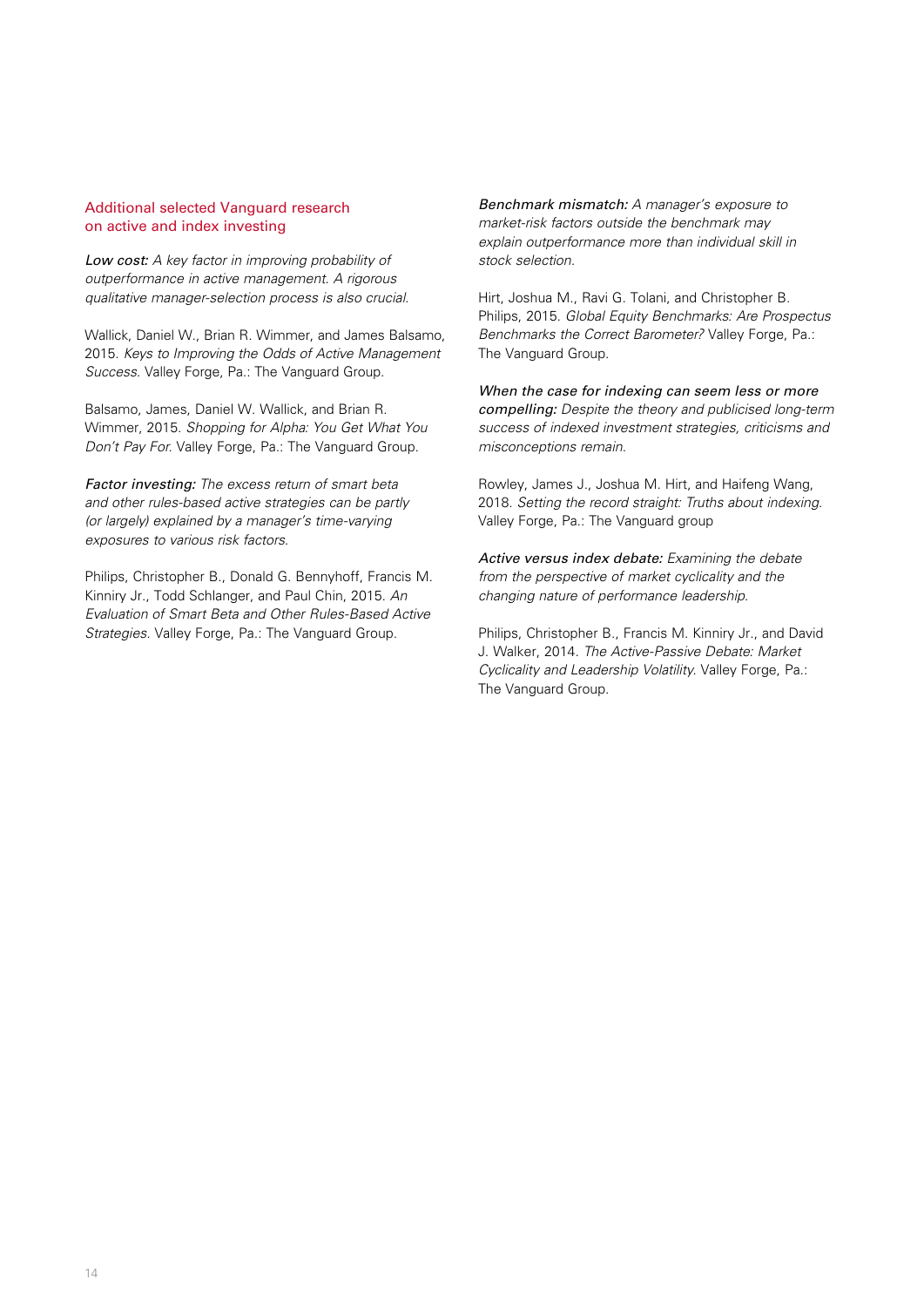## Additional selected Vanguard research on active and index investing

***Low cost:*** *A key factor in improving probability of outperformance in active management. A rigorous qualitative manager-selection process is also crucial.*

Wallick, Daniel W., Brian R. Wimmer, and James Balsamo, 2015. *Keys to Improving the Odds of Active Management Success.* Valley Forge, Pa.: The Vanguard Group.

Balsamo, James, Daniel W. Wallick, and Brian R. Wimmer, 2015. *Shopping for Alpha: You Get What You Don't Pay For.* Valley Forge, Pa.: The Vanguard Group.

***Factor investing:*** *The excess return of smart beta and other rules-based active strategies can be partly (or largely) explained by a manager's time-varying exposures to various risk factors.*

Philips, Christopher B., Donald G. Bennyhoff, Francis M. Kinniry Jr., Todd Schlanger, and Paul Chin, 2015. *An Evaluation of Smart Beta and Other Rules-Based Active Strategies.* Valley Forge, Pa.: The Vanguard Group.

***Benchmark mismatch:*** *A manager's exposure to market-risk factors outside the benchmark may explain outperformance more than individual skill in stock selection.*

Hirt, Joshua M., Ravi G. Tolani, and Christopher B. Philips, 2015. *Global Equity Benchmarks: Are Prospectus Benchmarks the Correct Barometer?* Valley Forge, Pa.: The Vanguard Group.

***When the case for indexing can seem less or more compelling:*** *Despite the theory and publicised long-term success of indexed investment strategies, criticisms and misconceptions remain.*

Rowley, James J., Joshua M. Hirt, and Haifeng Wang, 2018. *Setting the record straight: Truths about indexing.* Valley Forge, Pa.: The Vanguard group

***Active versus index debate:*** *Examining the debate from the perspective of market cyclicality and the changing nature of performance leadership.*

Philips, Christopher B., Francis M. Kinniry Jr., and David J. Walker, 2014. *The Active-Passive Debate: Market Cyclicality and Leadership Volatility.* Valley Forge, Pa.: The Vanguard Group.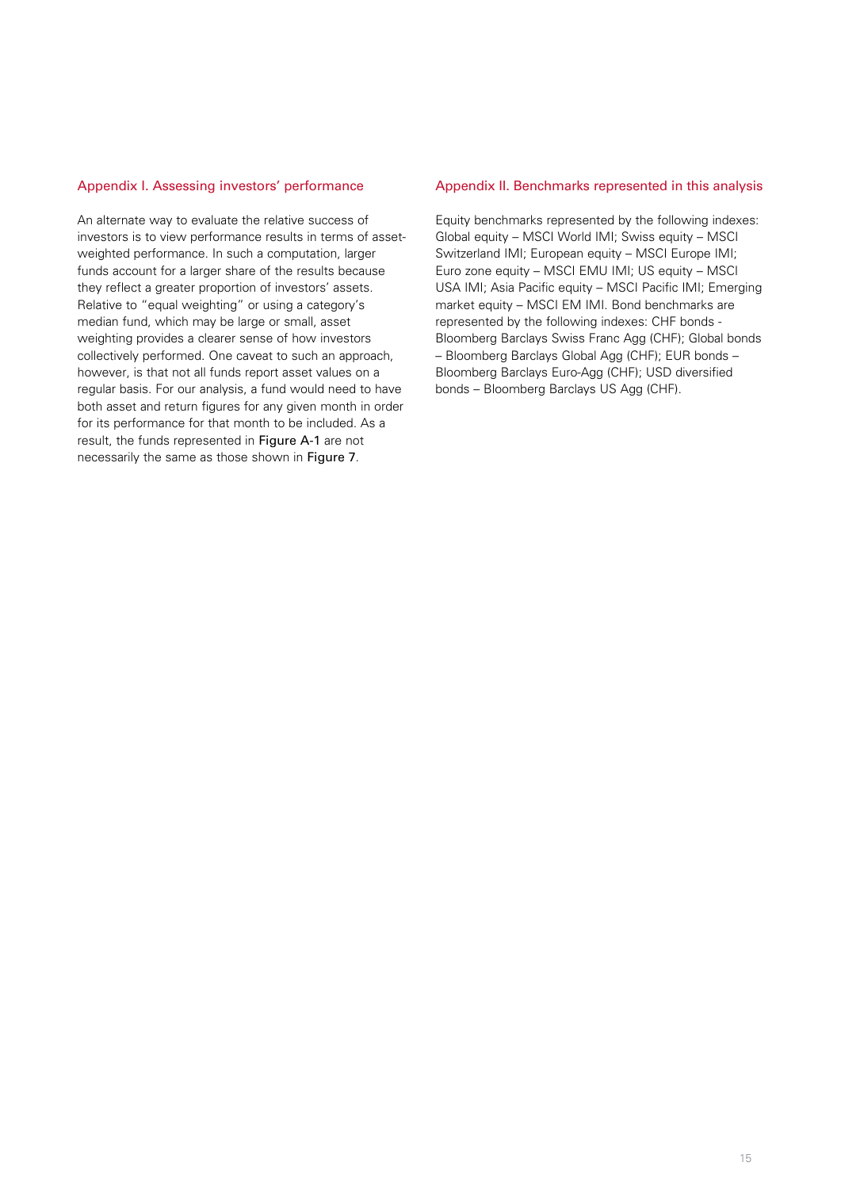## Appendix I. Assessing investors' performance

An alternate way to evaluate the relative success of investors is to view performance results in terms of asset-weighted performance. In such a computation, larger funds account for a larger share of the results because they reflect a greater proportion of investors' assets. Relative to "equal weighting" or using a category's median fund, which may be large or small, asset weighting provides a clearer sense of how investors collectively performed. One caveat to such an approach, however, is that not all funds report asset values on a regular basis. For our analysis, a fund would need to have both asset and return figures for any given month in order for its performance for that month to be included. As a result, the funds represented in Figure A-1 are not necessarily the same as those shown in Figure 7.

## Appendix II. Benchmarks represented in this analysis

Equity benchmarks represented by the following indexes: Global equity – MSCI World IMI; Swiss equity – MSCI Switzerland IMI; European equity – MSCI Europe IMI; Euro zone equity – MSCI EMU IMI; US equity – MSCI USA IMI; Asia Pacific equity – MSCI Pacific IMI; Emerging market equity – MSCI EM IMI. Bond benchmarks are represented by the following indexes: CHF bonds - Bloomberg Barclays Swiss Franc Agg (CHF); Global bonds – Bloomberg Barclays Global Agg (CHF); EUR bonds – Bloomberg Barclays Euro-Agg (CHF); USD diversified bonds – Bloomberg Barclays US Agg (CHF).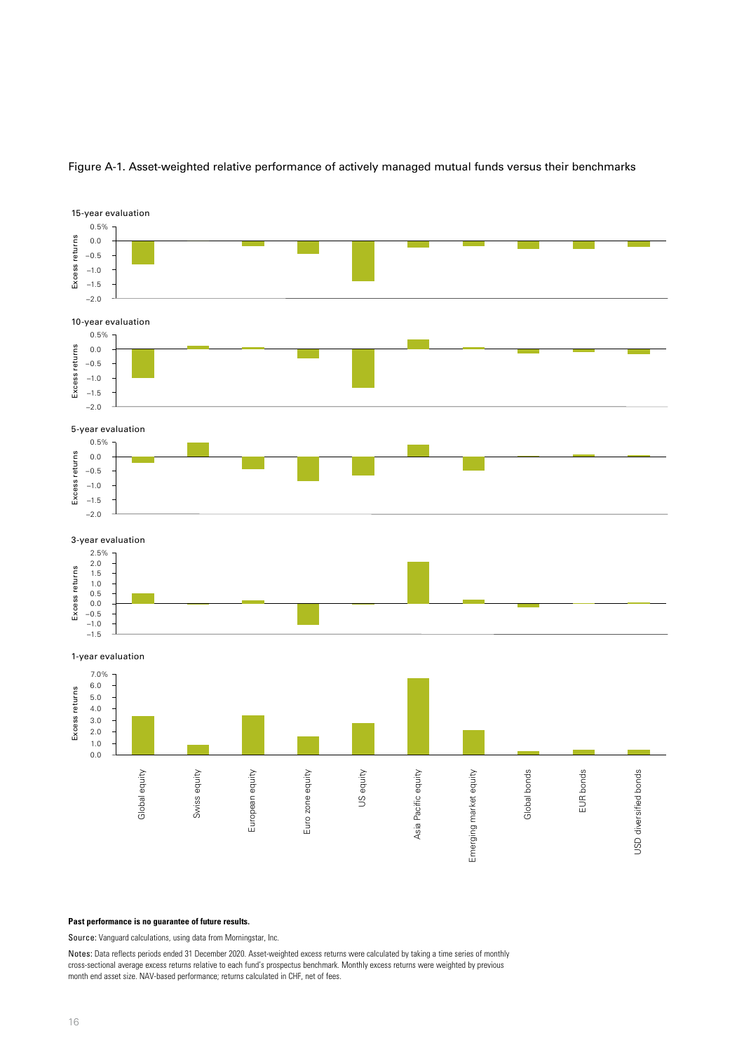Figure A-1. Asset-weighted relative performance of actively managed mutual funds versus their benchmarks

**Past performance is no guarantee of future results.**

Source: Vanguard calculations, using data from Morningstar, Inc.

Notes: Data reflects periods ended 31 December 2020. Asset-weighted excess returns were calculated by taking a time series of monthly cross-sectional average excess returns relative to each fund's prospectus benchmark. Monthly excess returns were weighted by previous month end asset size. NAV-based performance; returns calculated in CHF, net of fees.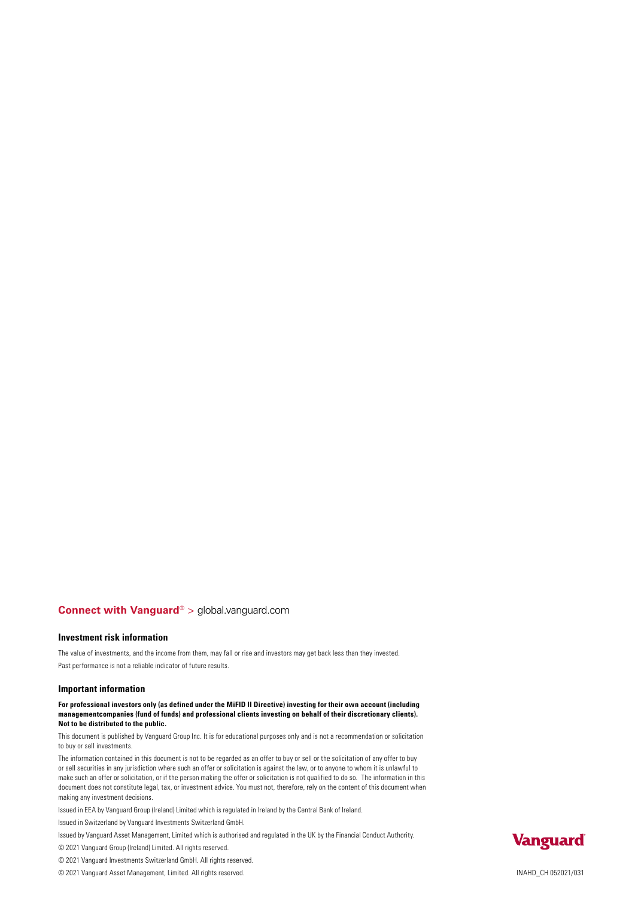**Connect with Vanguard**® > global.vanguard.com

## Investment risk information

The value of investments, and the income from them, may fall or rise and investors may get back less than they invested.

Past performance is not a reliable indicator of future results.

## Important information

**For professional investors only (as defined under the MiFID II Directive) investing for their own account (including managementcompanies (fund of funds) and professional clients investing on behalf of their discretionary clients). Not to be distributed to the public.**

This document is published by Vanguard Group Inc. It is for educational purposes only and is not a recommendation or solicitation to buy or sell investments.

The information contained in this document is not to be regarded as an offer to buy or sell or the solicitation of any offer to buy or sell securities in any jurisdiction where such an offer or solicitation is against the law, or to anyone to whom it is unlawful to make such an offer or solicitation, or if the person making the offer or solicitation is not qualified to do so. The information in this document does not constitute legal, tax, or investment advice. You must not, therefore, rely on the content of this document when making any investment decisions.

Issued in EEA by Vanguard Group (Ireland) Limited which is regulated in Ireland by the Central Bank of Ireland.

Issued in Switzerland by Vanguard Investments Switzerland GmbH.

Issued by Vanguard Asset Management, Limited which is authorised and regulated in the UK by the Financial Conduct Authority.

© 2021 Vanguard Group (Ireland) Limited. All rights reserved.

© 2021 Vanguard Investments Switzerland GmbH. All rights reserved.

© 2021 Vanguard Asset Management, Limited. All rights reserved.

Vanguard

INAHD_CH 052021/031